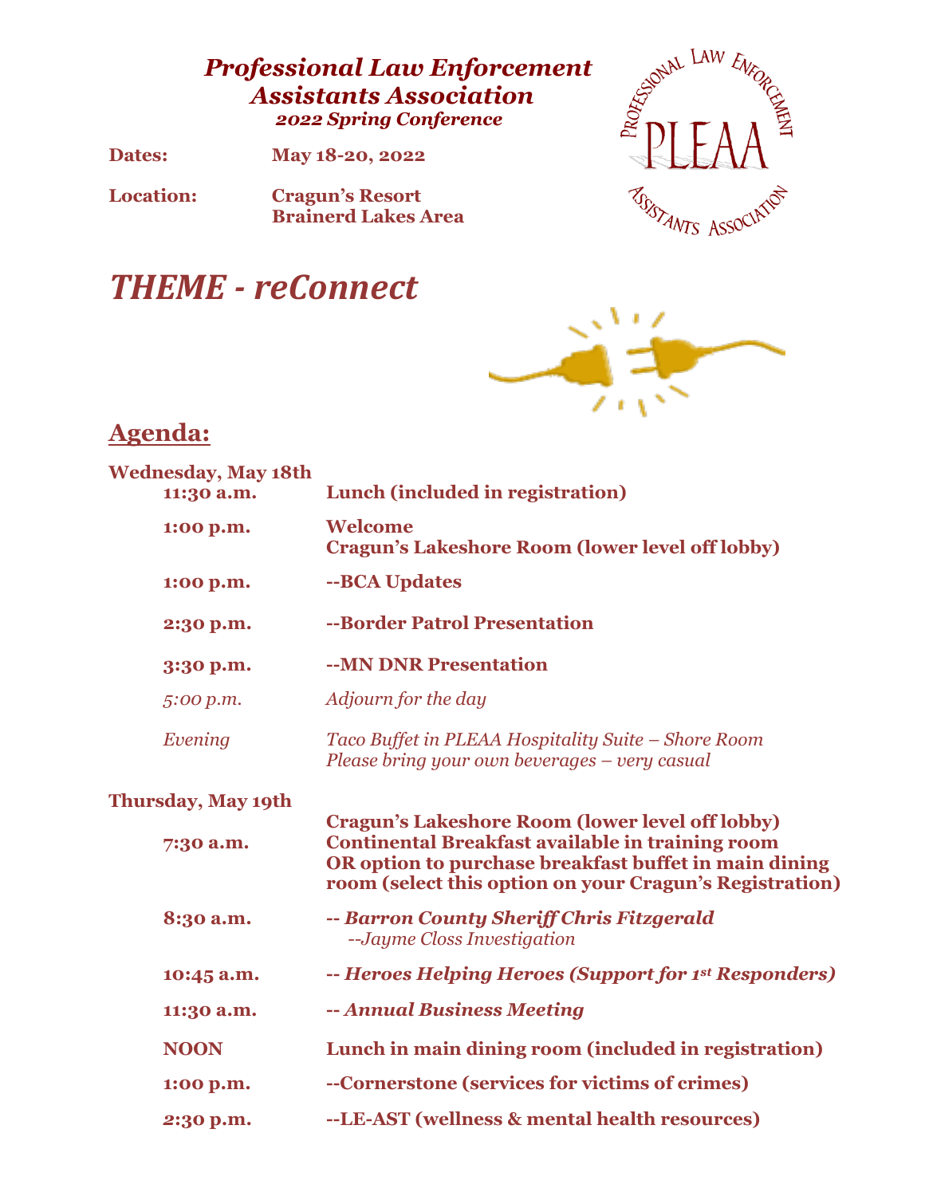# *Professional Law Enforcement Assistants Association*

***2022 Spring Conference***

**Dates:** **May 18-20, 2022**

**Location:** **Cragun's Resort**
**Brainerd Lakes Area**

# *THEME - reConnect*

## Agenda:

**Wednesday, May 18th**

| | |
|---|---|
| **11:30 a.m.** | **Lunch (included in registration)** |
| **1:00 p.m.** | **Welcome**<br>**Cragun's Lakeshore Room (lower level off lobby)** |
| **1:00 p.m.** | **--BCA Updates** |
| **2:30 p.m.** | **--Border Patrol Presentation** |
| **3:30 p.m.** | **--MN DNR Presentation** |
| *5:00 p.m.* | *Adjourn for the day* |
| *Evening* | *Taco Buffet in PLEAA Hospitality Suite – Shore Room*<br>*Please bring your own beverages – very casual* |

**Thursday, May 19th**

| | |
|---|---|
| **7:30 a.m.** | **Cragun's Lakeshore Room (lower level off lobby)**<br>**Continental Breakfast available in training room**<br>**OR option to purchase breakfast buffet in main dining room (select this option on your Cragun's Registration)** |
| **8:30 a.m.** | ***-- Barron County Sheriff Chris Fitzgerald***<br>*--Jayme Closs Investigation* |
| **10:45 a.m.** | ***-- Heroes Helping Heroes (Support for 1st Responders)*** |
| **11:30 a.m.** | ***-- Annual Business Meeting*** |
| **NOON** | **Lunch in main dining room (included in registration)** |
| **1:00 p.m.** | **--Cornerstone (services for victims of crimes)** |
| **2:30 p.m.** | **--LE-AST (wellness & mental health resources)** |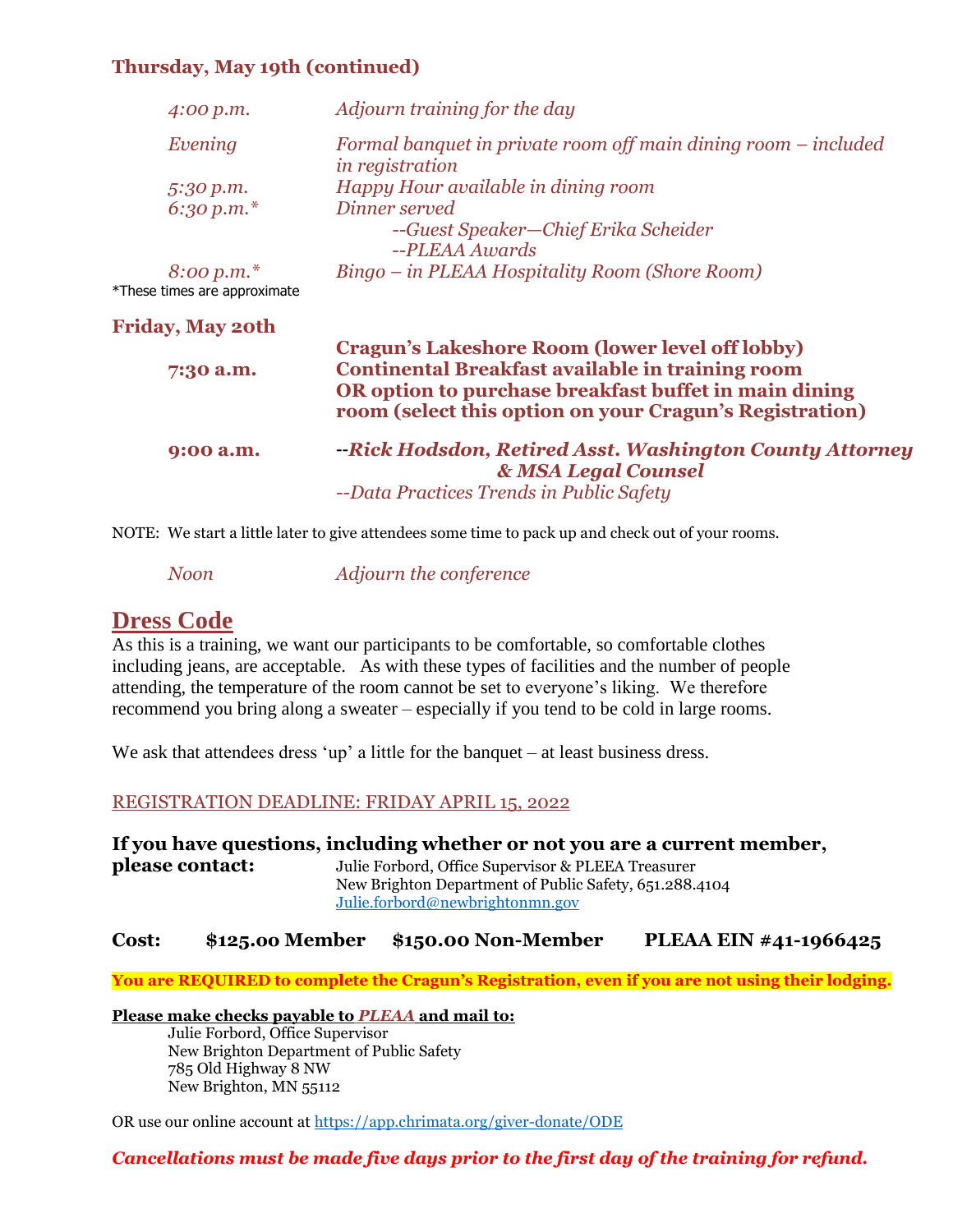### Thursday, May 19th (continued)

| | |
|---|---|
| *4:00 p.m.* | *Adjourn training for the day* |
| *Evening* | *Formal banquet in private room off main dining room – included in registration* |
| *5:30 p.m.* | *Happy Hour available in dining room* |
| *6:30 p.m.** | *Dinner served*<br>*--Guest Speaker—Chief Erika Scheider*<br>*--PLEAA Awards* |
| *8:00 p.m.** | *Bingo – in PLEAA Hospitality Room (Shore Room)* |

*These times are approximate

### Friday, May 20th

**Cragun's Lakeshore Room (lower level off lobby)**

| | |
|---|---|
| **7:30 a.m.** | **Continental Breakfast available in training room**<br>**OR option to purchase breakfast buffet in main dining room (select this option on your Cragun's Registration)** |
| **9:00 a.m.** | **--*Rick Hodsdon, Retired Asst. Washington County Attorney & MSA Legal Counsel***<br>*--Data Practices Trends in Public Safety* |

NOTE: We start a little later to give attendees some time to pack up and check out of your rooms.

| | |
|---|---|
| *Noon* | *Adjourn the conference* |

## Dress Code

As this is a training, we want our participants to be comfortable, so comfortable clothes including jeans, are acceptable. As with these types of facilities and the number of people attending, the temperature of the room cannot be set to everyone's liking. We therefore recommend you bring along a sweater – especially if you tend to be cold in large rooms.

We ask that attendees dress 'up' a little for the banquet – at least business dress.

REGISTRATION DEADLINE: FRIDAY APRIL 15, 2022

**If you have questions, including whether or not you are a current member, please contact:**

Julie Forbord, Office Supervisor & PLEEA Treasurer
New Brighton Department of Public Safety, 651.288.4104
Julie.forbord@newbrightonmn.gov

**Cost: $125.00 Member $150.00 Non-Member PLEAA EIN #41-1966425**

**You are REQUIRED to complete the Cragun's Registration, even if you are not using their lodging.**

**Please make checks payable to *PLEAA* and mail to:**

Julie Forbord, Office Supervisor
New Brighton Department of Public Safety
785 Old Highway 8 NW
New Brighton, MN 55112

OR use our online account at https://app.chrimata.org/giver-donate/ODE

***Cancellations must be made five days prior to the first day of the training for refund.***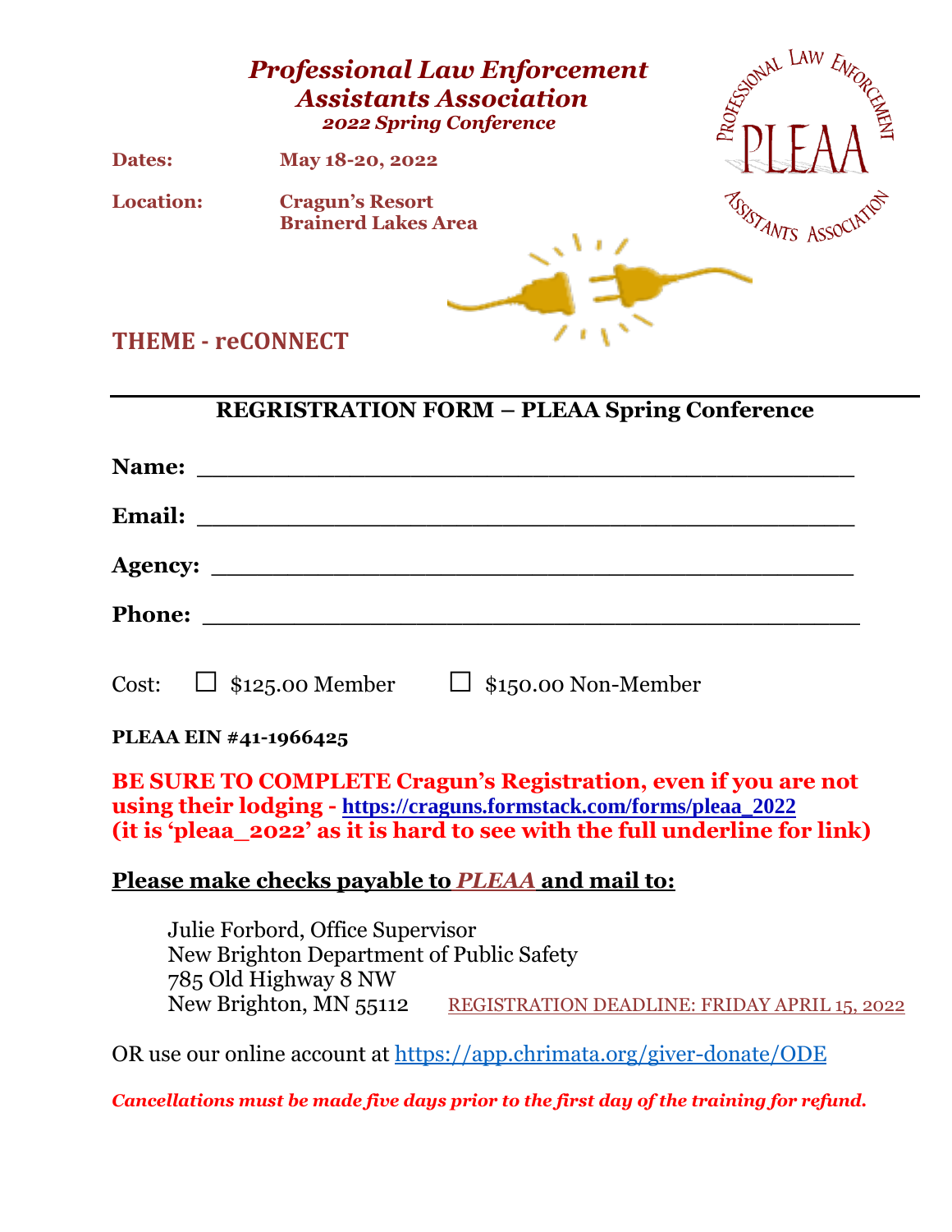# *Professional Law Enforcement Assistants Association*

### *2022 Spring Conference*

**Dates:** **May 18-20, 2022**

**Location:** **Cragun's Resort**
**Brainerd Lakes Area**

## THEME - reCONNECT

---

### REGRISTRATION FORM – PLEAA Spring Conference

**Name:** ____________________________________________

**Email:** ____________________________________________

**Agency:** ___________________________________________

**Phone:** ____________________________________________

Cost: ☐ $125.00 Member ☐ $150.00 Non-Member

**PLEAA EIN #41-1966425**

**BE SURE TO COMPLETE Cragun's Registration, even if you are not using their lodging - https://craguns.formstack.com/forms/pleaa_2022 (it is 'pleaa_2022' as it is hard to see with the full underline for link)**

**Please make checks payable to *PLEAA* and mail to:**

Julie Forbord, Office Supervisor
New Brighton Department of Public Safety
785 Old Highway 8 NW
New Brighton, MN 55112

REGISTRATION DEADLINE: FRIDAY APRIL 15, 2022

OR use our online account at https://app.chrimata.org/giver-donate/ODE

***Cancellations must be made five days prior to the first day of the training for refund.***